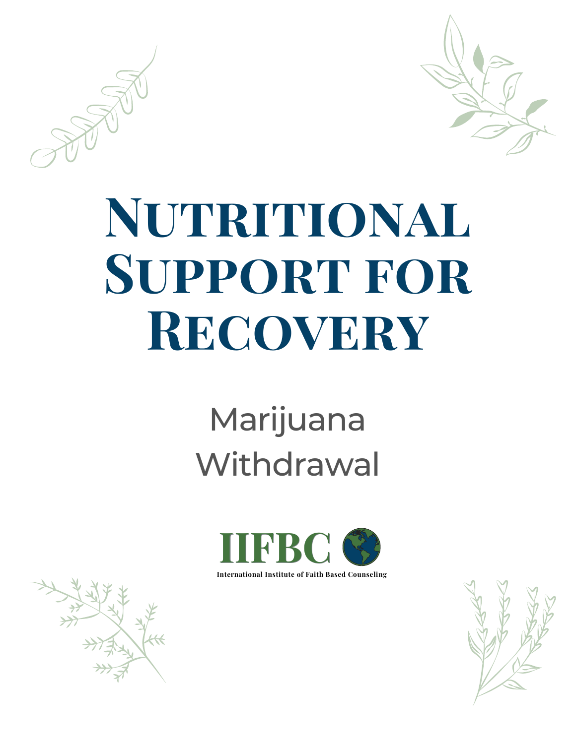# Nutritional Support for Recovery

Marijuana Withdrawal

IIFBC

International Institute of Faith Based Counseling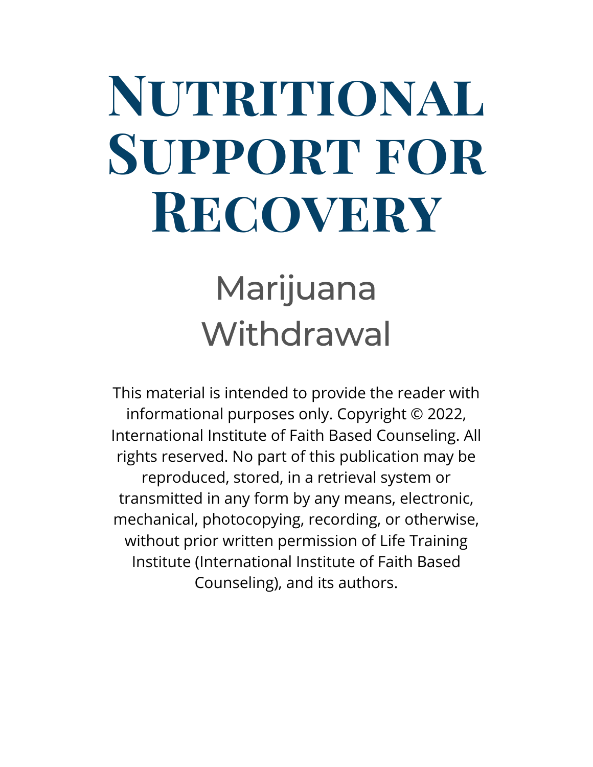# Nutritional Support for Recovery

## Marijuana Withdrawal

This material is intended to provide the reader with informational purposes only. Copyright © 2022, International Institute of Faith Based Counseling. All rights reserved. No part of this publication may be reproduced, stored, in a retrieval system or transmitted in any form by any means, electronic, mechanical, photocopying, recording, or otherwise, without prior written permission of Life Training Institute (International Institute of Faith Based Counseling), and its authors.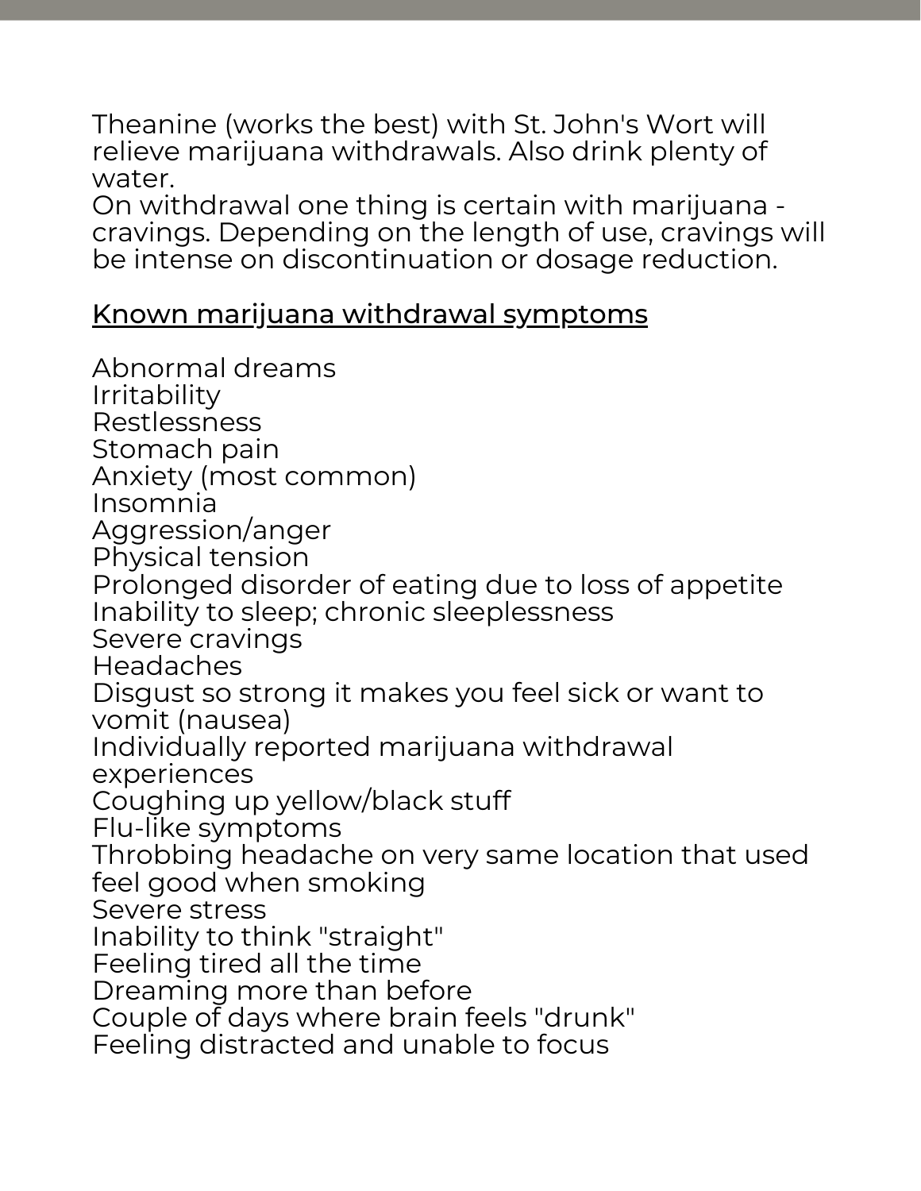Theanine (works the best) with St. John's Wort will relieve marijuana withdrawals. Also drink plenty of water.
On withdrawal one thing is certain with marijuana - cravings. Depending on the length of use, cravings will be intense on discontinuation or dosage reduction.

<u>Known marijuana withdrawal symptoms</u>

Abnormal dreams
Irritability
Restlessness
Stomach pain
Anxiety (most common)
Insomnia
Aggression/anger
Physical tension
Prolonged disorder of eating due to loss of appetite
Inability to sleep; chronic sleeplessness
Severe cravings
Headaches
Disgust so strong it makes you feel sick or want to vomit (nausea)
Individually reported marijuana withdrawal experiences
Coughing up yellow/black stuff
Flu-like symptoms
Throbbing headache on very same location that used feel good when smoking
Severe stress
Inability to think "straight"
Feeling tired all the time
Dreaming more than before
Couple of days where brain feels "drunk"
Feeling distracted and unable to focus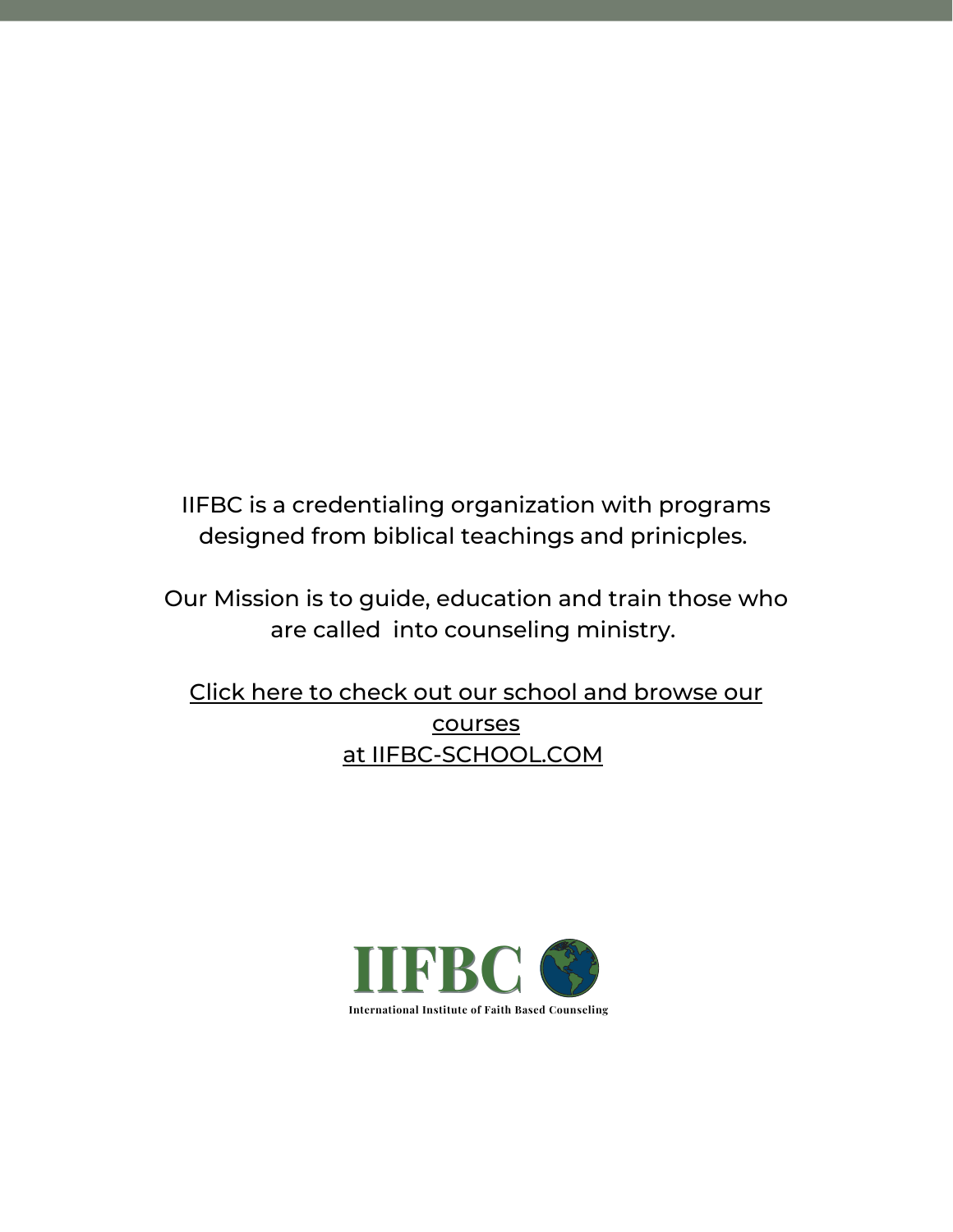IIFBC is a credentialing organization with programs designed from biblical teachings and prinicples.

Our Mission is to guide, education and train those who are called  into counseling ministry.

Click here to check out our school and browse our courses at IIFBC-SCHOOL.COM

IIFBC

International Institute of Faith Based Counseling